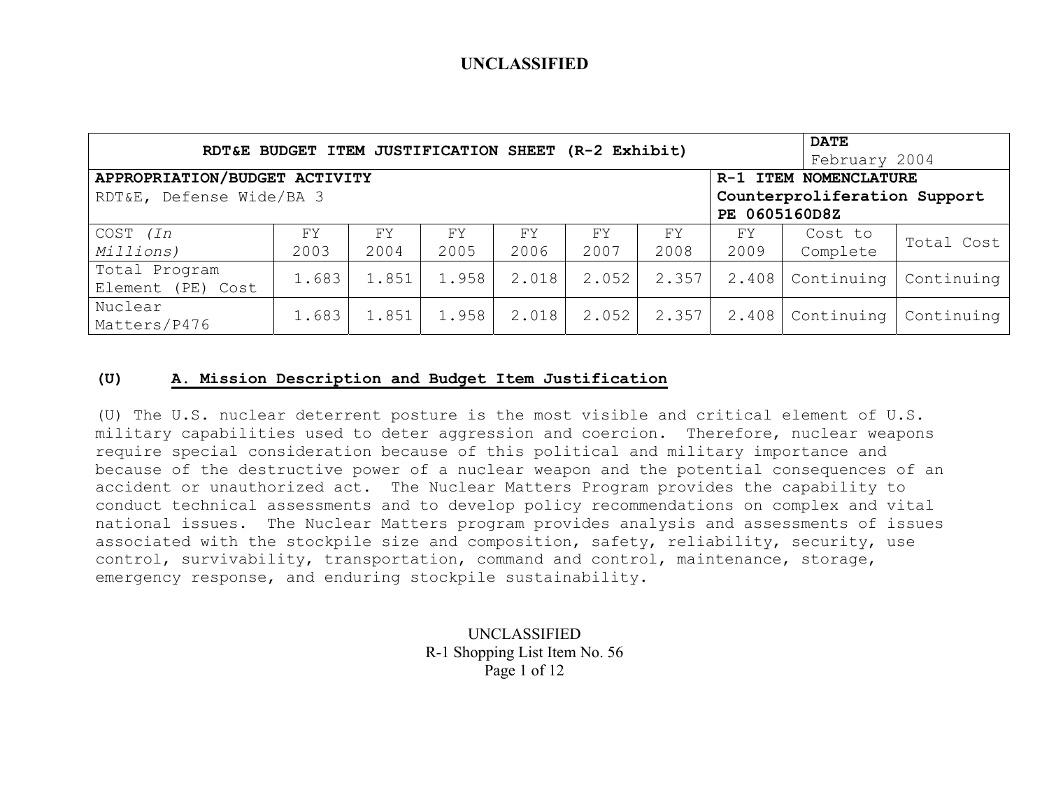| RDT&E BUDGET ITEM JUSTIFICATION SHEET (R-2 Exhibit) | | | | | | | | | DATE February 2004 |
|---|---|---|---|---|---|---|---|---|---|
| **APPROPRIATION/BUDGET ACTIVITY** RDT&E, Defense Wide/BA 3 | | | | | | | **R-1 ITEM NOMENCLATURE Counterproliferation Support PE 0605160D8Z** | | |
| COST *(In Millions)* | FY 2003 | FY 2004 | FY 2005 | FY 2006 | FY 2007 | FY 2008 | FY 2009 | Cost to Complete | Total Cost |
| Total Program Element (PE) Cost | 1.683 | 1.851 | 1.958 | 2.018 | 2.052 | 2.357 | 2.408 | Continuing | Continuing |
| Nuclear Matters/P476 | 1.683 | 1.851 | 1.958 | 2.018 | 2.052 | 2.357 | 2.408 | Continuing | Continuing |

## (U) A. Mission Description and Budget Item Justification

(U) The U.S. nuclear deterrent posture is the most visible and critical element of U.S. military capabilities used to deter aggression and coercion. Therefore, nuclear weapons require special consideration because of this political and military importance and because of the destructive power of a nuclear weapon and the potential consequences of an accident or unauthorized act. The Nuclear Matters Program provides the capability to conduct technical assessments and to develop policy recommendations on complex and vital national issues. The Nuclear Matters program provides analysis and assessments of issues associated with the stockpile size and composition, safety, reliability, security, use control, survivability, transportation, command and control, maintenance, storage, emergency response, and enduring stockpile sustainability.

R-1 Shopping List Item No. 56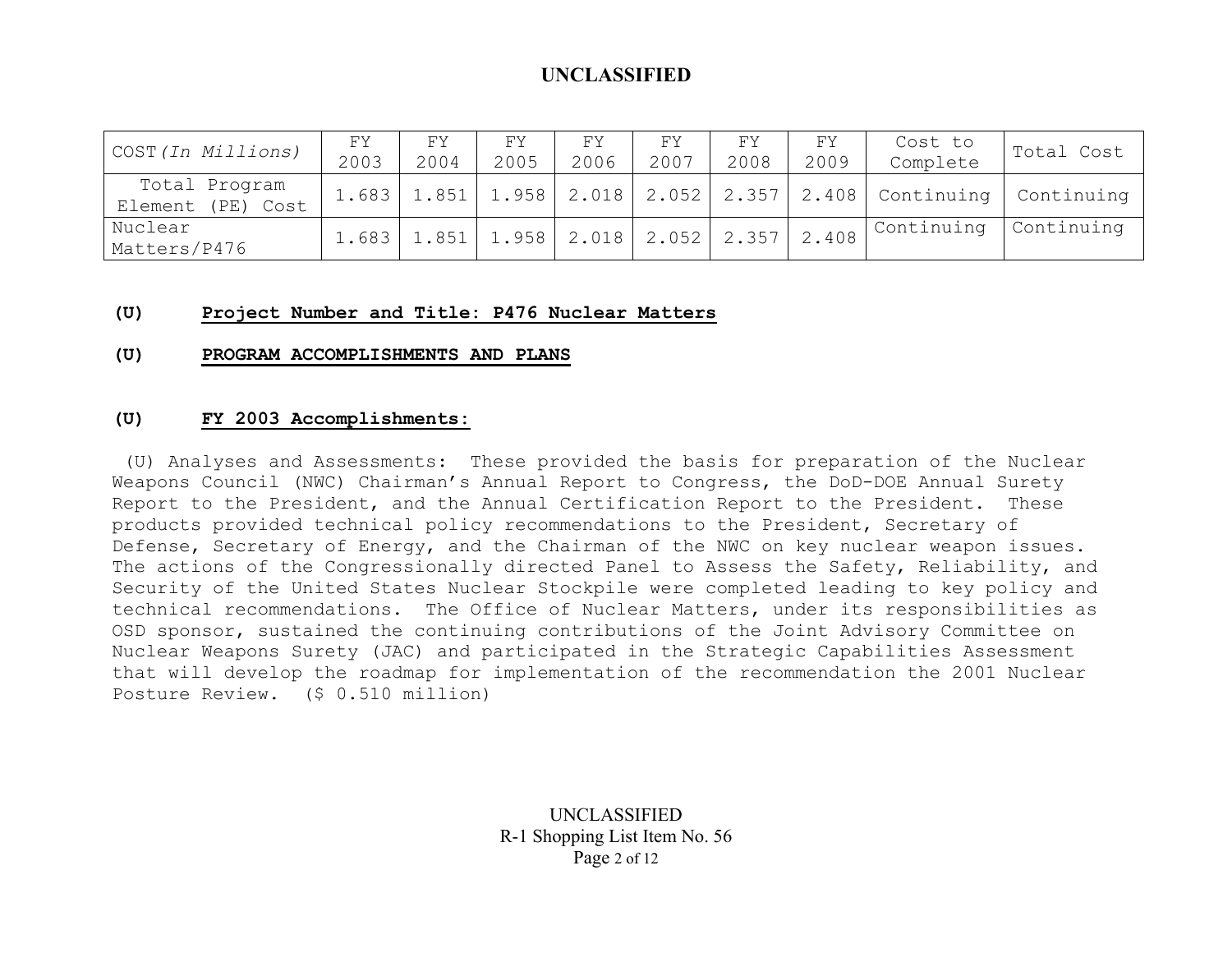**UNCLASSIFIED**

| COST *(In Millions)* | FY 2003 | FY 2004 | FY 2005 | FY 2006 | FY 2007 | FY 2008 | FY 2009 | Cost to Complete | Total Cost |
|---|---|---|---|---|---|---|---|---|---|
| Total Program Element (PE) Cost | 1.683 | 1.851 | 1.958 | 2.018 | 2.052 | 2.357 | 2.408 | Continuing | Continuing |
| Nuclear Matters/P476 | 1.683 | 1.851 | 1.958 | 2.018 | 2.052 | 2.357 | 2.408 | Continuing | Continuing |

**(U) Project Number and Title: P476 Nuclear Matters**

**(U) PROGRAM ACCOMPLISHMENTS AND PLANS**

**(U) FY 2003 Accomplishments:**

(U) Analyses and Assessments: These provided the basis for preparation of the Nuclear Weapons Council (NWC) Chairman's Annual Report to Congress, the DoD-DOE Annual Surety Report to the President, and the Annual Certification Report to the President. These products provided technical policy recommendations to the President, Secretary of Defense, Secretary of Energy, and the Chairman of the NWC on key nuclear weapon issues. The actions of the Congressionally directed Panel to Assess the Safety, Reliability, and Security of the United States Nuclear Stockpile were completed leading to key policy and technical recommendations. The Office of Nuclear Matters, under its responsibilities as OSD sponsor, sustained the continuing contributions of the Joint Advisory Committee on Nuclear Weapons Surety (JAC) and participated in the Strategic Capabilities Assessment that will develop the roadmap for implementation of the recommendation the 2001 Nuclear Posture Review. ($ 0.510 million)

UNCLASSIFIED
R-1 Shopping List Item No. 56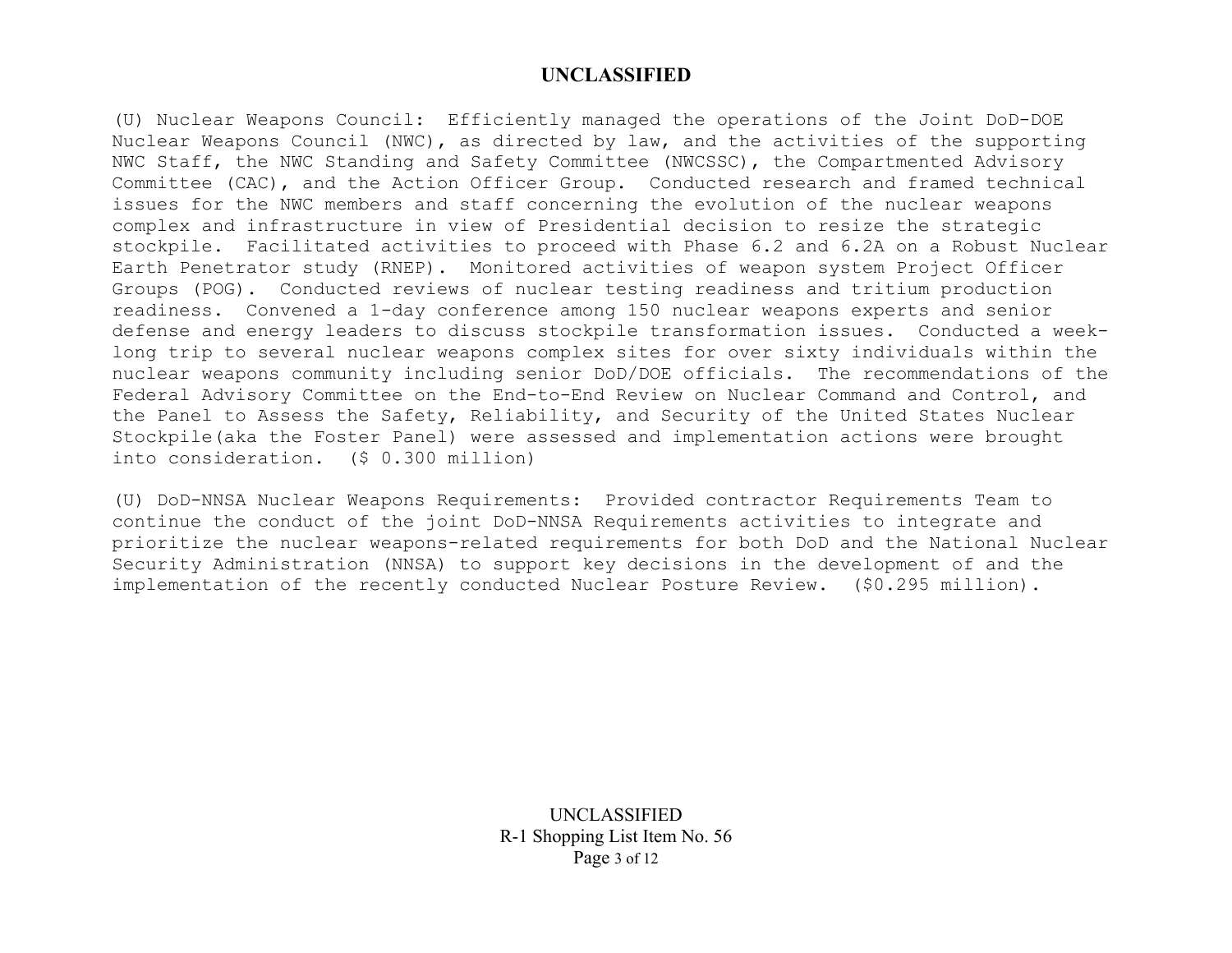(U) Nuclear Weapons Council: Efficiently managed the operations of the Joint DoD-DOE Nuclear Weapons Council (NWC), as directed by law, and the activities of the supporting NWC Staff, the NWC Standing and Safety Committee (NWCSSC), the Compartmented Advisory Committee (CAC), and the Action Officer Group. Conducted research and framed technical issues for the NWC members and staff concerning the evolution of the nuclear weapons complex and infrastructure in view of Presidential decision to resize the strategic stockpile. Facilitated activities to proceed with Phase 6.2 and 6.2A on a Robust Nuclear Earth Penetrator study (RNEP). Monitored activities of weapon system Project Officer Groups (POG). Conducted reviews of nuclear testing readiness and tritium production readiness. Convened a 1-day conference among 150 nuclear weapons experts and senior defense and energy leaders to discuss stockpile transformation issues. Conducted a week-long trip to several nuclear weapons complex sites for over sixty individuals within the nuclear weapons community including senior DoD/DOE officials. The recommendations of the Federal Advisory Committee on the End-to-End Review on Nuclear Command and Control, and the Panel to Assess the Safety, Reliability, and Security of the United States Nuclear Stockpile(aka the Foster Panel) were assessed and implementation actions were brought into consideration. ($ 0.300 million)

(U) DoD-NNSA Nuclear Weapons Requirements: Provided contractor Requirements Team to continue the conduct of the joint DoD-NNSA Requirements activities to integrate and prioritize the nuclear weapons-related requirements for both DoD and the National Nuclear Security Administration (NNSA) to support key decisions in the development of and the implementation of the recently conducted Nuclear Posture Review. ($0.295 million).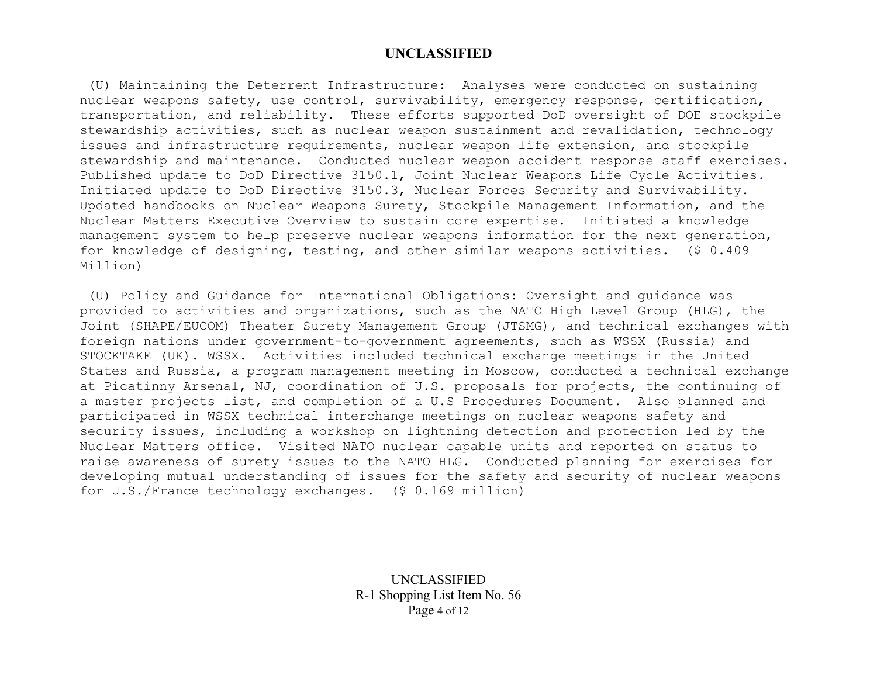(U) Maintaining the Deterrent Infrastructure: Analyses were conducted on sustaining nuclear weapons safety, use control, survivability, emergency response, certification, transportation, and reliability. These efforts supported DoD oversight of DOE stockpile stewardship activities, such as nuclear weapon sustainment and revalidation, technology issues and infrastructure requirements, nuclear weapon life extension, and stockpile stewardship and maintenance. Conducted nuclear weapon accident response staff exercises. Published update to DoD Directive 3150.1, Joint Nuclear Weapons Life Cycle Activities. Initiated update to DoD Directive 3150.3, Nuclear Forces Security and Survivability. Updated handbooks on Nuclear Weapons Surety, Stockpile Management Information, and the Nuclear Matters Executive Overview to sustain core expertise. Initiated a knowledge management system to help preserve nuclear weapons information for the next generation, for knowledge of designing, testing, and other similar weapons activities. ($ 0.409 Million)

(U) Policy and Guidance for International Obligations: Oversight and guidance was provided to activities and organizations, such as the NATO High Level Group (HLG), the Joint (SHAPE/EUCOM) Theater Surety Management Group (JTSMG), and technical exchanges with foreign nations under government-to-government agreements, such as WSSX (Russia) and STOCKTAKE (UK). WSSX. Activities included technical exchange meetings in the United States and Russia, a program management meeting in Moscow, conducted a technical exchange at Picatinny Arsenal, NJ, coordination of U.S. proposals for projects, the continuing of a master projects list, and completion of a U.S Procedures Document. Also planned and participated in WSSX technical interchange meetings on nuclear weapons safety and security issues, including a workshop on lightning detection and protection led by the Nuclear Matters office. Visited NATO nuclear capable units and reported on status to raise awareness of surety issues to the NATO HLG. Conducted planning for exercises for developing mutual understanding of issues for the safety and security of nuclear weapons for U.S./France technology exchanges. ($ 0.169 million)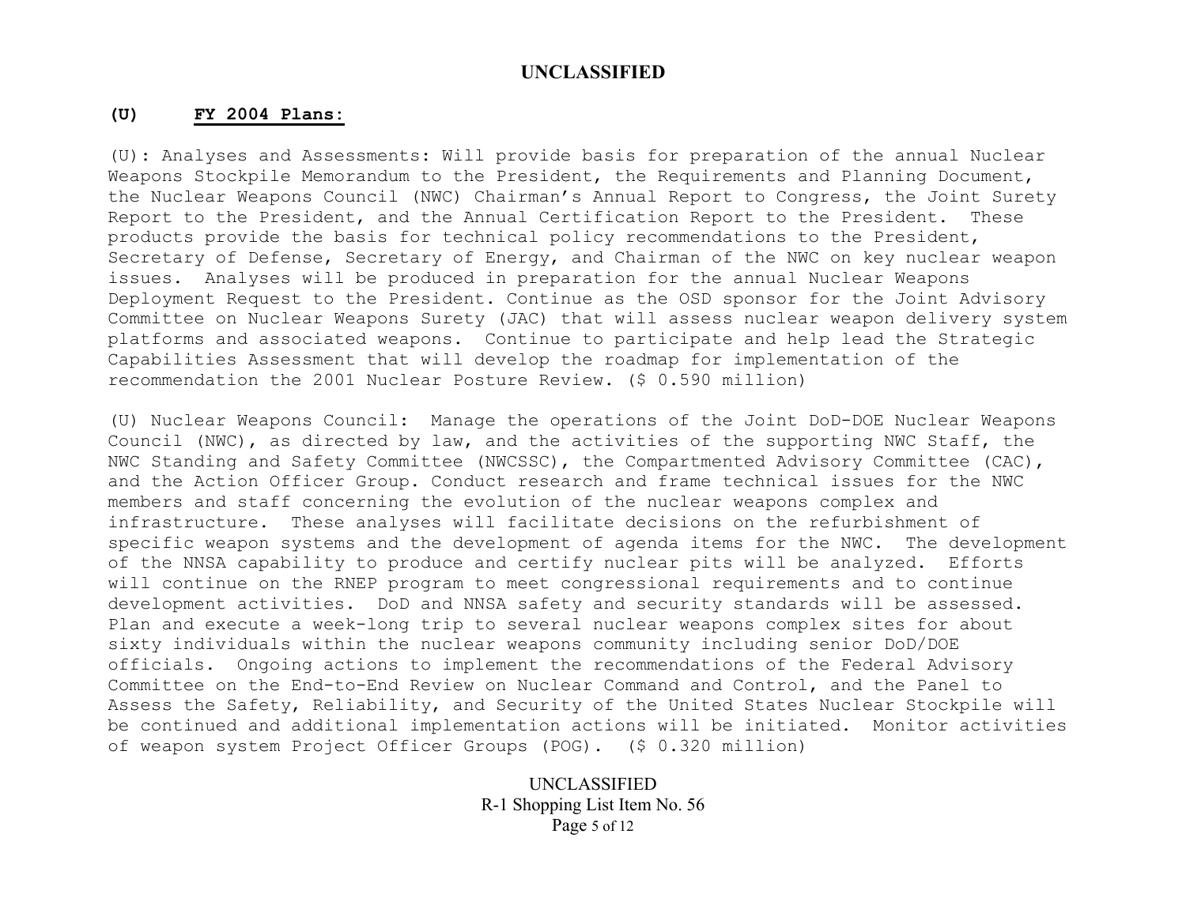## (U) FY 2004 Plans:

(U): Analyses and Assessments: Will provide basis for preparation of the annual Nuclear Weapons Stockpile Memorandum to the President, the Requirements and Planning Document, the Nuclear Weapons Council (NWC) Chairman's Annual Report to Congress, the Joint Surety Report to the President, and the Annual Certification Report to the President. These products provide the basis for technical policy recommendations to the President, Secretary of Defense, Secretary of Energy, and Chairman of the NWC on key nuclear weapon issues. Analyses will be produced in preparation for the annual Nuclear Weapons Deployment Request to the President. Continue as the OSD sponsor for the Joint Advisory Committee on Nuclear Weapons Surety (JAC) that will assess nuclear weapon delivery system platforms and associated weapons. Continue to participate and help lead the Strategic Capabilities Assessment that will develop the roadmap for implementation of the recommendation the 2001 Nuclear Posture Review. ($ 0.590 million)

(U) Nuclear Weapons Council: Manage the operations of the Joint DoD-DOE Nuclear Weapons Council (NWC), as directed by law, and the activities of the supporting NWC Staff, the NWC Standing and Safety Committee (NWCSSC), the Compartmented Advisory Committee (CAC), and the Action Officer Group. Conduct research and frame technical issues for the NWC members and staff concerning the evolution of the nuclear weapons complex and infrastructure. These analyses will facilitate decisions on the refurbishment of specific weapon systems and the development of agenda items for the NWC. The development of the NNSA capability to produce and certify nuclear pits will be analyzed. Efforts will continue on the RNEP program to meet congressional requirements and to continue development activities. DoD and NNSA safety and security standards will be assessed. Plan and execute a week-long trip to several nuclear weapons complex sites for about sixty individuals within the nuclear weapons community including senior DoD/DOE officials. Ongoing actions to implement the recommendations of the Federal Advisory Committee on the End-to-End Review on Nuclear Command and Control, and the Panel to Assess the Safety, Reliability, and Security of the United States Nuclear Stockpile will be continued and additional implementation actions will be initiated. Monitor activities of weapon system Project Officer Groups (POG). ($ 0.320 million)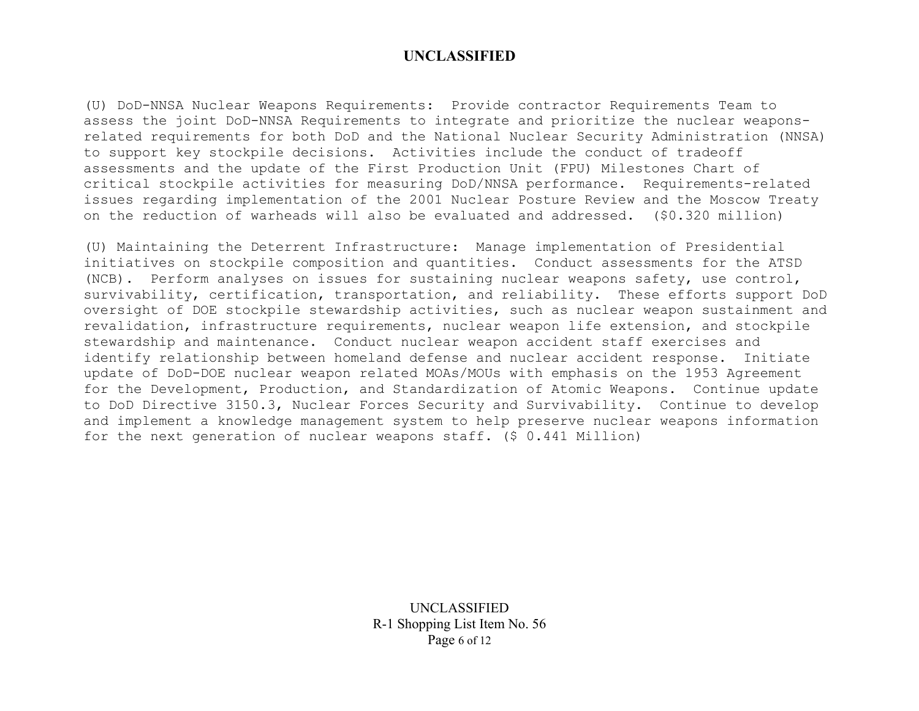(U) DoD-NNSA Nuclear Weapons Requirements: Provide contractor Requirements Team to assess the joint DoD-NNSA Requirements to integrate and prioritize the nuclear weapons-related requirements for both DoD and the National Nuclear Security Administration (NNSA) to support key stockpile decisions. Activities include the conduct of tradeoff assessments and the update of the First Production Unit (FPU) Milestones Chart of critical stockpile activities for measuring DoD/NNSA performance. Requirements-related issues regarding implementation of the 2001 Nuclear Posture Review and the Moscow Treaty on the reduction of warheads will also be evaluated and addressed. ($0.320 million)

(U) Maintaining the Deterrent Infrastructure: Manage implementation of Presidential initiatives on stockpile composition and quantities. Conduct assessments for the ATSD (NCB). Perform analyses on issues for sustaining nuclear weapons safety, use control, survivability, certification, transportation, and reliability. These efforts support DoD oversight of DOE stockpile stewardship activities, such as nuclear weapon sustainment and revalidation, infrastructure requirements, nuclear weapon life extension, and stockpile stewardship and maintenance. Conduct nuclear weapon accident staff exercises and identify relationship between homeland defense and nuclear accident response. Initiate update of DoD-DOE nuclear weapon related MOAs/MOUs with emphasis on the 1953 Agreement for the Development, Production, and Standardization of Atomic Weapons. Continue update to DoD Directive 3150.3, Nuclear Forces Security and Survivability. Continue to develop and implement a knowledge management system to help preserve nuclear weapons information for the next generation of nuclear weapons staff. ($ 0.441 Million)

R-1 Shopping List Item No. 56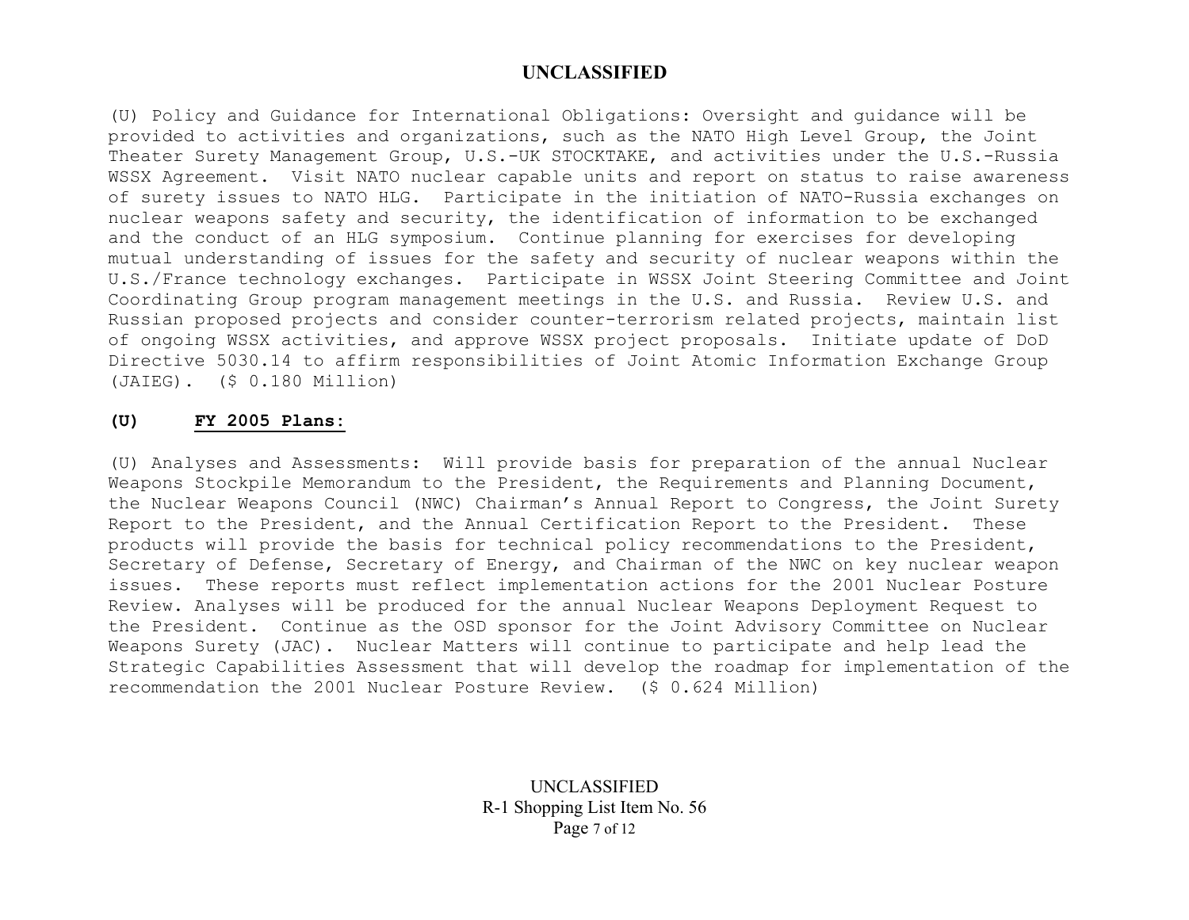(U) Policy and Guidance for International Obligations: Oversight and guidance will be provided to activities and organizations, such as the NATO High Level Group, the Joint Theater Surety Management Group, U.S.-UK STOCKTAKE, and activities under the U.S.-Russia WSSX Agreement. Visit NATO nuclear capable units and report on status to raise awareness of surety issues to NATO HLG. Participate in the initiation of NATO-Russia exchanges on nuclear weapons safety and security, the identification of information to be exchanged and the conduct of an HLG symposium. Continue planning for exercises for developing mutual understanding of issues for the safety and security of nuclear weapons within the U.S./France technology exchanges. Participate in WSSX Joint Steering Committee and Joint Coordinating Group program management meetings in the U.S. and Russia. Review U.S. and Russian proposed projects and consider counter-terrorism related projects, maintain list of ongoing WSSX activities, and approve WSSX project proposals. Initiate update of DoD Directive 5030.14 to affirm responsibilities of Joint Atomic Information Exchange Group (JAIEG). ($ 0.180 Million)

**(U) <u>FY 2005 Plans:</u>**

(U) Analyses and Assessments: Will provide basis for preparation of the annual Nuclear Weapons Stockpile Memorandum to the President, the Requirements and Planning Document, the Nuclear Weapons Council (NWC) Chairman's Annual Report to Congress, the Joint Surety Report to the President, and the Annual Certification Report to the President. These products will provide the basis for technical policy recommendations to the President, Secretary of Defense, Secretary of Energy, and Chairman of the NWC on key nuclear weapon issues. These reports must reflect implementation actions for the 2001 Nuclear Posture Review. Analyses will be produced for the annual Nuclear Weapons Deployment Request to the President. Continue as the OSD sponsor for the Joint Advisory Committee on Nuclear Weapons Surety (JAC). Nuclear Matters will continue to participate and help lead the Strategic Capabilities Assessment that will develop the roadmap for implementation of the recommendation the 2001 Nuclear Posture Review. ($ 0.624 Million)

R-1 Shopping List Item No. 56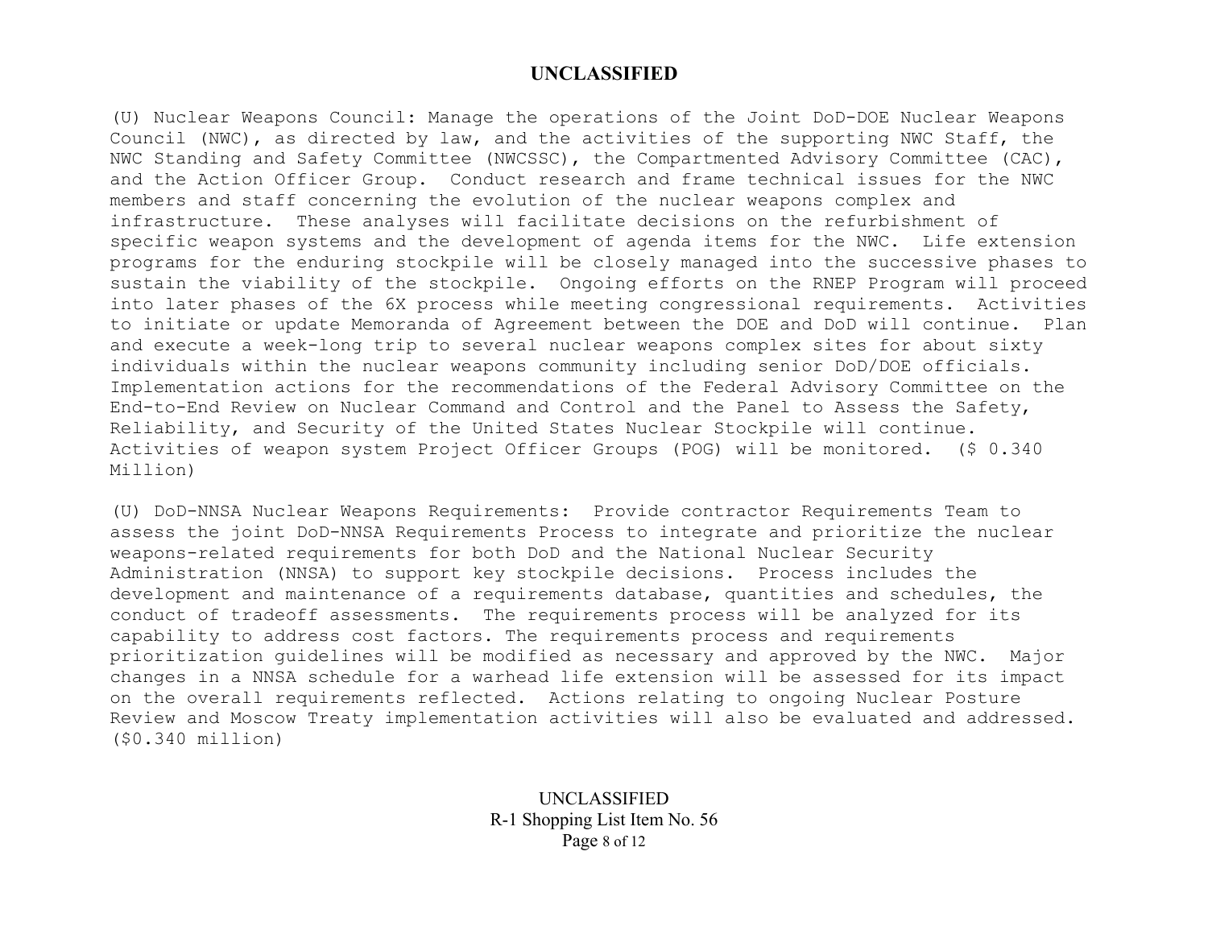(U) Nuclear Weapons Council: Manage the operations of the Joint DoD-DOE Nuclear Weapons Council (NWC), as directed by law, and the activities of the supporting NWC Staff, the NWC Standing and Safety Committee (NWCSSC), the Compartmented Advisory Committee (CAC), and the Action Officer Group. Conduct research and frame technical issues for the NWC members and staff concerning the evolution of the nuclear weapons complex and infrastructure. These analyses will facilitate decisions on the refurbishment of specific weapon systems and the development of agenda items for the NWC. Life extension programs for the enduring stockpile will be closely managed into the successive phases to sustain the viability of the stockpile. Ongoing efforts on the RNEP Program will proceed into later phases of the 6X process while meeting congressional requirements. Activities to initiate or update Memoranda of Agreement between the DOE and DoD will continue. Plan and execute a week-long trip to several nuclear weapons complex sites for about sixty individuals within the nuclear weapons community including senior DoD/DOE officials. Implementation actions for the recommendations of the Federal Advisory Committee on the End-to-End Review on Nuclear Command and Control and the Panel to Assess the Safety, Reliability, and Security of the United States Nuclear Stockpile will continue. Activities of weapon system Project Officer Groups (POG) will be monitored. ($ 0.340 Million)

(U) DoD-NNSA Nuclear Weapons Requirements: Provide contractor Requirements Team to assess the joint DoD-NNSA Requirements Process to integrate and prioritize the nuclear weapons-related requirements for both DoD and the National Nuclear Security Administration (NNSA) to support key stockpile decisions. Process includes the development and maintenance of a requirements database, quantities and schedules, the conduct of tradeoff assessments. The requirements process will be analyzed for its capability to address cost factors. The requirements process and requirements prioritization guidelines will be modified as necessary and approved by the NWC. Major changes in a NNSA schedule for a warhead life extension will be assessed for its impact on the overall requirements reflected. Actions relating to ongoing Nuclear Posture Review and Moscow Treaty implementation activities will also be evaluated and addressed. ($0.340 million)

R-1 Shopping List Item No. 56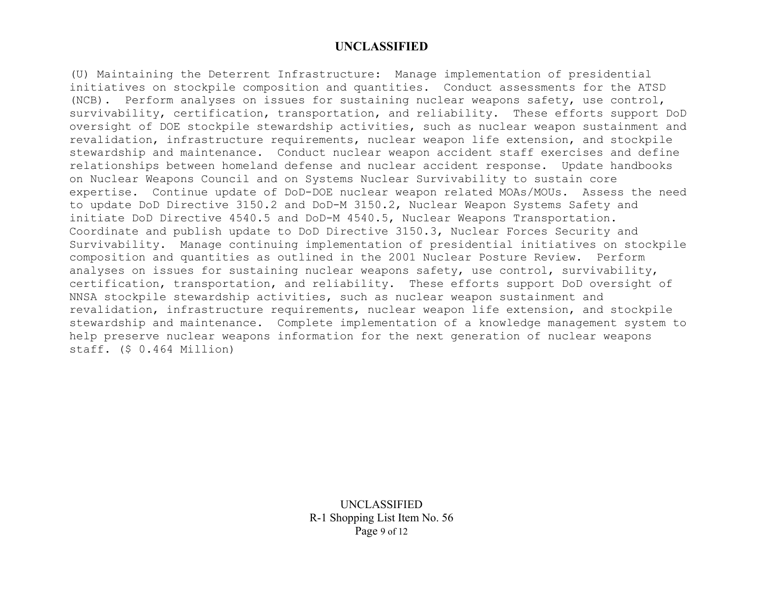(U) Maintaining the Deterrent Infrastructure: Manage implementation of presidential initiatives on stockpile composition and quantities. Conduct assessments for the ATSD (NCB). Perform analyses on issues for sustaining nuclear weapons safety, use control, survivability, certification, transportation, and reliability. These efforts support DoD oversight of DOE stockpile stewardship activities, such as nuclear weapon sustainment and revalidation, infrastructure requirements, nuclear weapon life extension, and stockpile stewardship and maintenance. Conduct nuclear weapon accident staff exercises and define relationships between homeland defense and nuclear accident response. Update handbooks on Nuclear Weapons Council and on Systems Nuclear Survivability to sustain core expertise. Continue update of DoD-DOE nuclear weapon related MOAs/MOUs. Assess the need to update DoD Directive 3150.2 and DoD-M 3150.2, Nuclear Weapon Systems Safety and initiate DoD Directive 4540.5 and DoD-M 4540.5, Nuclear Weapons Transportation. Coordinate and publish update to DoD Directive 3150.3, Nuclear Forces Security and Survivability. Manage continuing implementation of presidential initiatives on stockpile composition and quantities as outlined in the 2001 Nuclear Posture Review. Perform analyses on issues for sustaining nuclear weapons safety, use control, survivability, certification, transportation, and reliability. These efforts support DoD oversight of NNSA stockpile stewardship activities, such as nuclear weapon sustainment and revalidation, infrastructure requirements, nuclear weapon life extension, and stockpile stewardship and maintenance. Complete implementation of a knowledge management system to help preserve nuclear weapons information for the next generation of nuclear weapons staff. ($ 0.464 Million)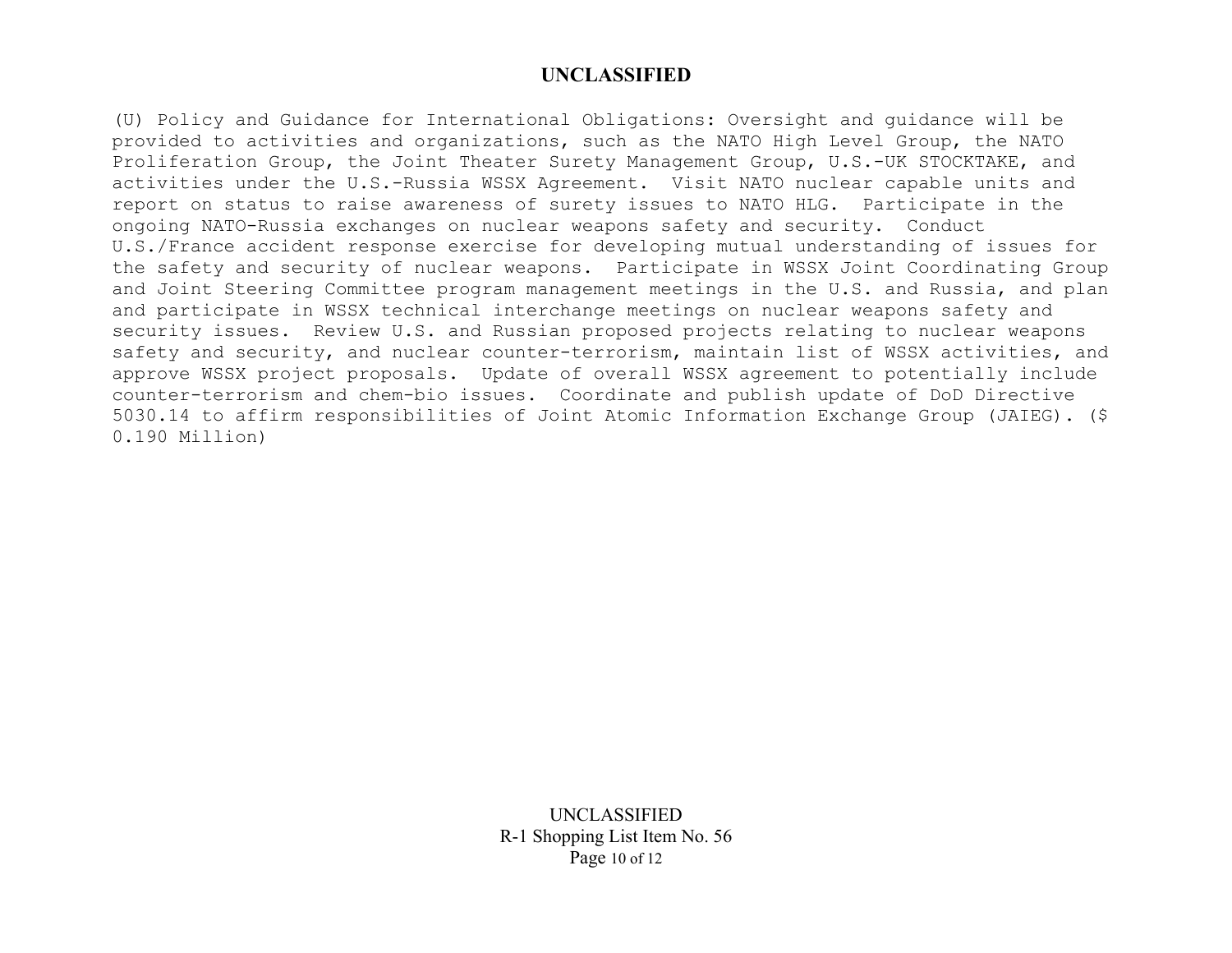(U) Policy and Guidance for International Obligations: Oversight and guidance will be provided to activities and organizations, such as the NATO High Level Group, the NATO Proliferation Group, the Joint Theater Surety Management Group, U.S.-UK STOCKTAKE, and activities under the U.S.-Russia WSSX Agreement. Visit NATO nuclear capable units and report on status to raise awareness of surety issues to NATO HLG. Participate in the ongoing NATO-Russia exchanges on nuclear weapons safety and security. Conduct U.S./France accident response exercise for developing mutual understanding of issues for the safety and security of nuclear weapons. Participate in WSSX Joint Coordinating Group and Joint Steering Committee program management meetings in the U.S. and Russia, and plan and participate in WSSX technical interchange meetings on nuclear weapons safety and security issues. Review U.S. and Russian proposed projects relating to nuclear weapons safety and security, and nuclear counter-terrorism, maintain list of WSSX activities, and approve WSSX project proposals. Update of overall WSSX agreement to potentially include counter-terrorism and chem-bio issues. Coordinate and publish update of DoD Directive 5030.14 to affirm responsibilities of Joint Atomic Information Exchange Group (JAIEG). ($ 0.190 Million)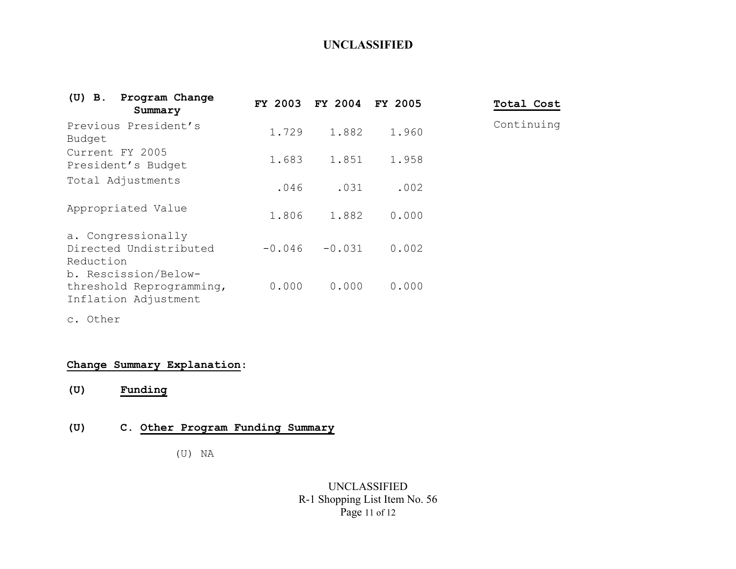**UNCLASSIFIED**

| (U) B. Program Change Summary | FY 2003 | FY 2004 | FY 2005 | Total Cost |
|---|---|---|---|---|
| Previous President's Budget | 1.729 | 1.882 | 1.960 | Continuing |
| Current FY 2005 President's Budget | 1.683 | 1.851 | 1.958 | |
| Total Adjustments | .046 | .031 | .002 | |
| Appropriated Value | 1.806 | 1.882 | 0.000 | |
| a. Congressionally Directed Undistributed Reduction | -0.046 | -0.031 | 0.002 | |
| b. Rescission/Below-threshold Reprogramming, Inflation Adjustment | 0.000 | 0.000 | 0.000 | |
| c. Other | | | | |

**Change Summary Explanation:**

**(U) Funding**

**(U) C. Other Program Funding Summary**

(U) NA

UNCLASSIFIED

R-1 Shopping List Item No. 56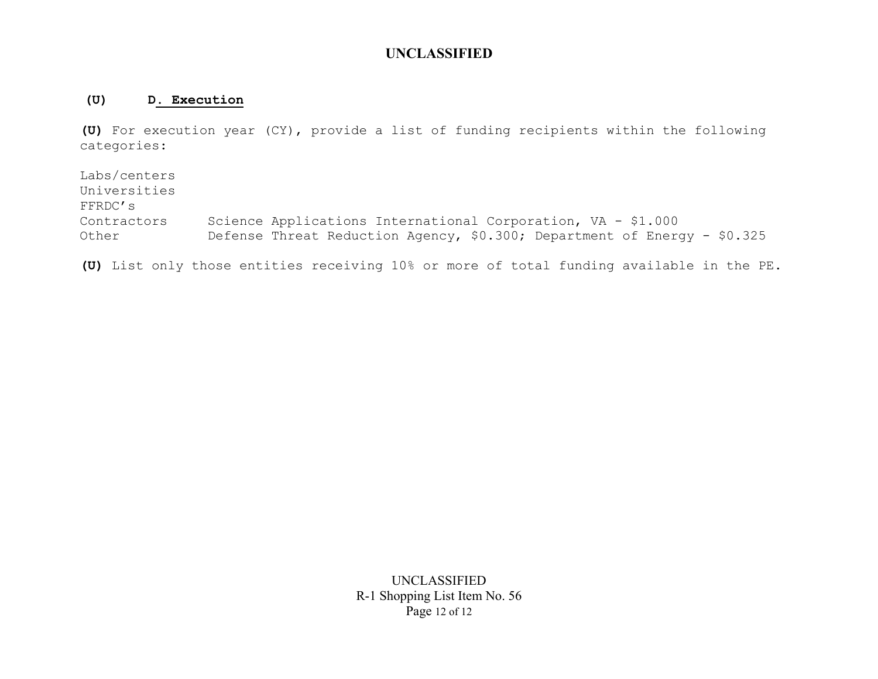**(U) D. Execution**

**(U)** For execution year (CY), provide a list of funding recipients within the following categories:

| | |
|---|---|
| Labs/centers | |
| Universities | |
| FFRDC's | |
| Contractors | Science Applications International Corporation, VA - $1.000 |
| Other | Defense Threat Reduction Agency, $0.300; Department of Energy - $0.325 |

**(U)** List only those entities receiving 10% or more of total funding available in the PE.